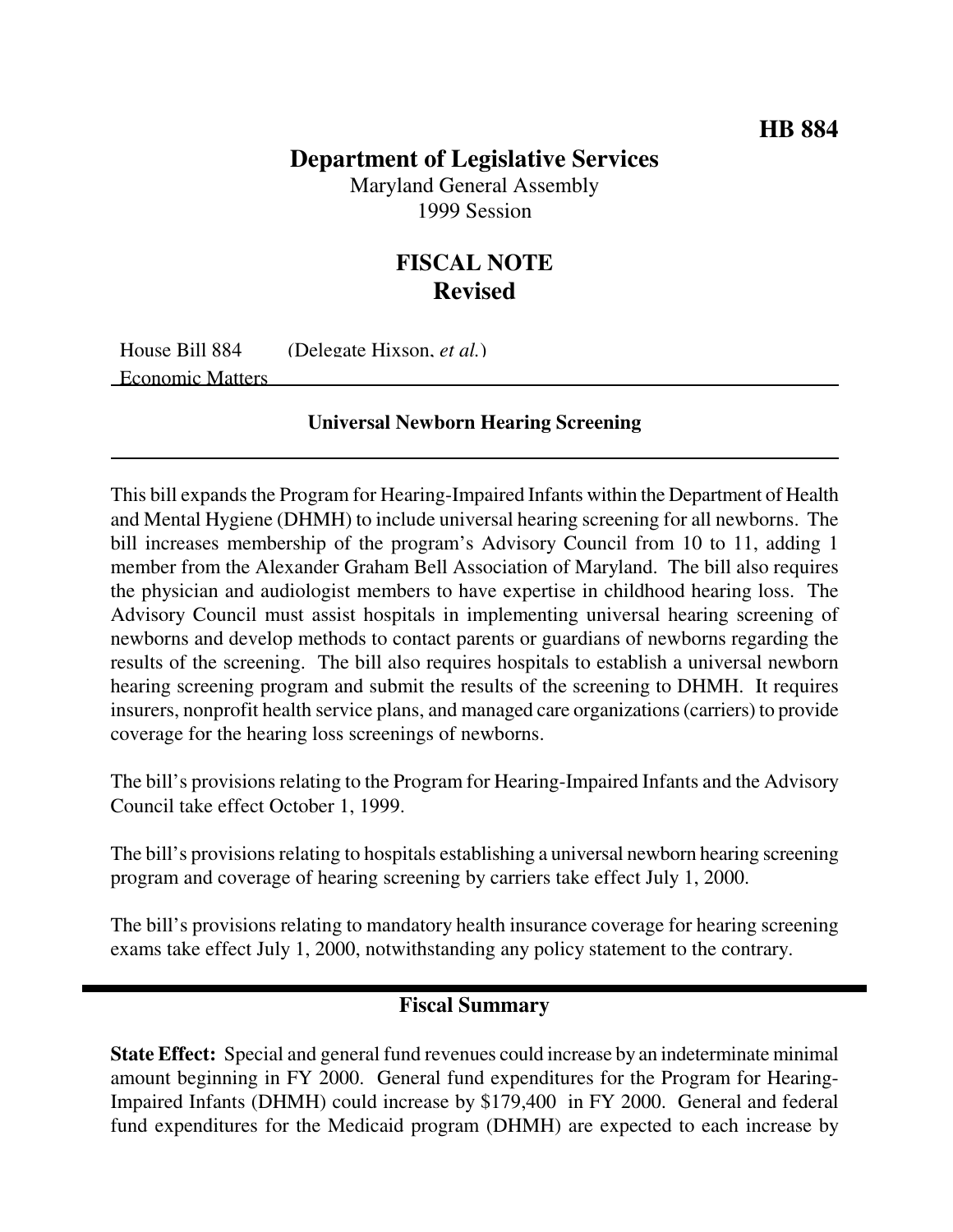HB 884

# Department of Legislative Services

Maryland General Assembly
1999 Session

## FISCAL NOTE
## Revised

House Bill 884 (Delegate Hixson, *et al.*)
Economic Matters

### Universal Newborn Hearing Screening

This bill expands the Program for Hearing-Impaired Infants within the Department of Health and Mental Hygiene (DHMH) to include universal hearing screening for all newborns. The bill increases membership of the program's Advisory Council from 10 to 11, adding 1 member from the Alexander Graham Bell Association of Maryland. The bill also requires the physician and audiologist members to have expertise in childhood hearing loss. The Advisory Council must assist hospitals in implementing universal hearing screening of newborns and develop methods to contact parents or guardians of newborns regarding the results of the screening. The bill also requires hospitals to establish a universal newborn hearing screening program and submit the results of the screening to DHMH. It requires insurers, nonprofit health service plans, and managed care organizations (carriers) to provide coverage for the hearing loss screenings of newborns.

The bill's provisions relating to the Program for Hearing-Impaired Infants and the Advisory Council take effect October 1, 1999.

The bill's provisions relating to hospitals establishing a universal newborn hearing screening program and coverage of hearing screening by carriers take effect July 1, 2000.

The bill's provisions relating to mandatory health insurance coverage for hearing screening exams take effect July 1, 2000, notwithstanding any policy statement to the contrary.

## Fiscal Summary

**State Effect:** Special and general fund revenues could increase by an indeterminate minimal amount beginning in FY 2000. General fund expenditures for the Program for Hearing-Impaired Infants (DHMH) could increase by $179,400 in FY 2000. General and federal fund expenditures for the Medicaid program (DHMH) are expected to each increase by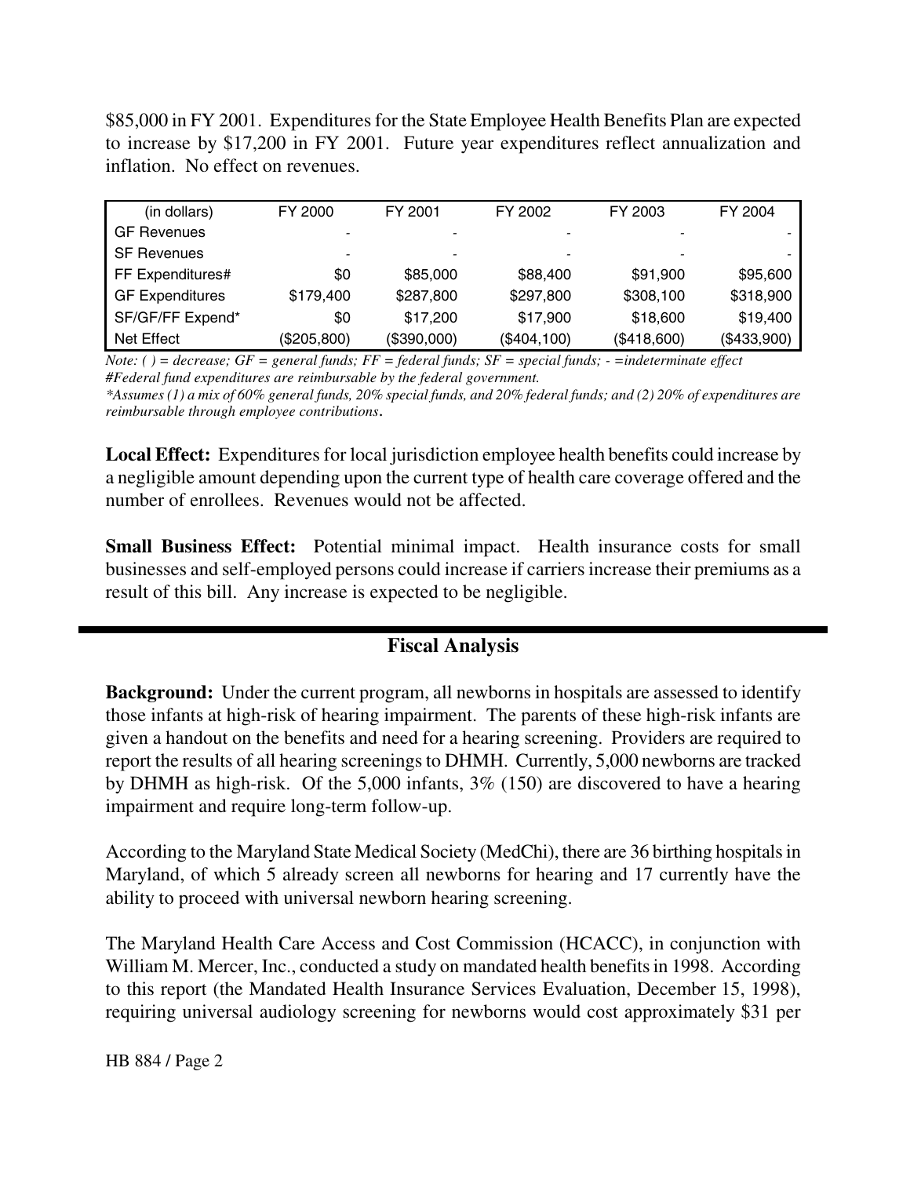$85,000 in FY 2001. Expenditures for the State Employee Health Benefits Plan are expected to increase by $17,200 in FY 2001. Future year expenditures reflect annualization and inflation. No effect on revenues.

| (in dollars) | FY 2000 | FY 2001 | FY 2002 | FY 2003 | FY 2004 |
|---|---|---|---|---|---|
| GF Revenues | - | - | - | - | - |
| SF Revenues | - | - | - | - | - |
| FF Expenditures# | $0 | $85,000 | $88,400 | $91,900 | $95,600 |
| GF Expenditures | $179,400 | $287,800 | $297,800 | $308,100 | $318,900 |
| SF/GF/FF Expend* | $0 | $17,200 | $17,900 | $18,600 | $19,400 |
| Net Effect | ($205,800) | ($390,000) | ($404,100) | ($418,600) | ($433,900) |

*Note: ( ) = decrease; GF = general funds; FF = federal funds; SF = special funds; - =indeterminate effect*
*#Federal fund expenditures are reimbursable by the federal government.*
*\*Assumes (1) a mix of 60% general funds, 20% special funds, and 20% federal funds; and (2) 20% of expenditures are reimbursable through employee contributions.*

**Local Effect:** Expenditures for local jurisdiction employee health benefits could increase by a negligible amount depending upon the current type of health care coverage offered and the number of enrollees. Revenues would not be affected.

**Small Business Effect:** Potential minimal impact. Health insurance costs for small businesses and self-employed persons could increase if carriers increase their premiums as a result of this bill. Any increase is expected to be negligible.

## Fiscal Analysis

**Background:** Under the current program, all newborns in hospitals are assessed to identify those infants at high-risk of hearing impairment. The parents of these high-risk infants are given a handout on the benefits and need for a hearing screening. Providers are required to report the results of all hearing screenings to DHMH. Currently, 5,000 newborns are tracked by DHMH as high-risk. Of the 5,000 infants, 3% (150) are discovered to have a hearing impairment and require long-term follow-up.

According to the Maryland State Medical Society (MedChi), there are 36 birthing hospitals in Maryland, of which 5 already screen all newborns for hearing and 17 currently have the ability to proceed with universal newborn hearing screening.

The Maryland Health Care Access and Cost Commission (HCACC), in conjunction with William M. Mercer, Inc., conducted a study on mandated health benefits in 1998. According to this report (the Mandated Health Insurance Services Evaluation, December 15, 1998), requiring universal audiology screening for newborns would cost approximately $31 per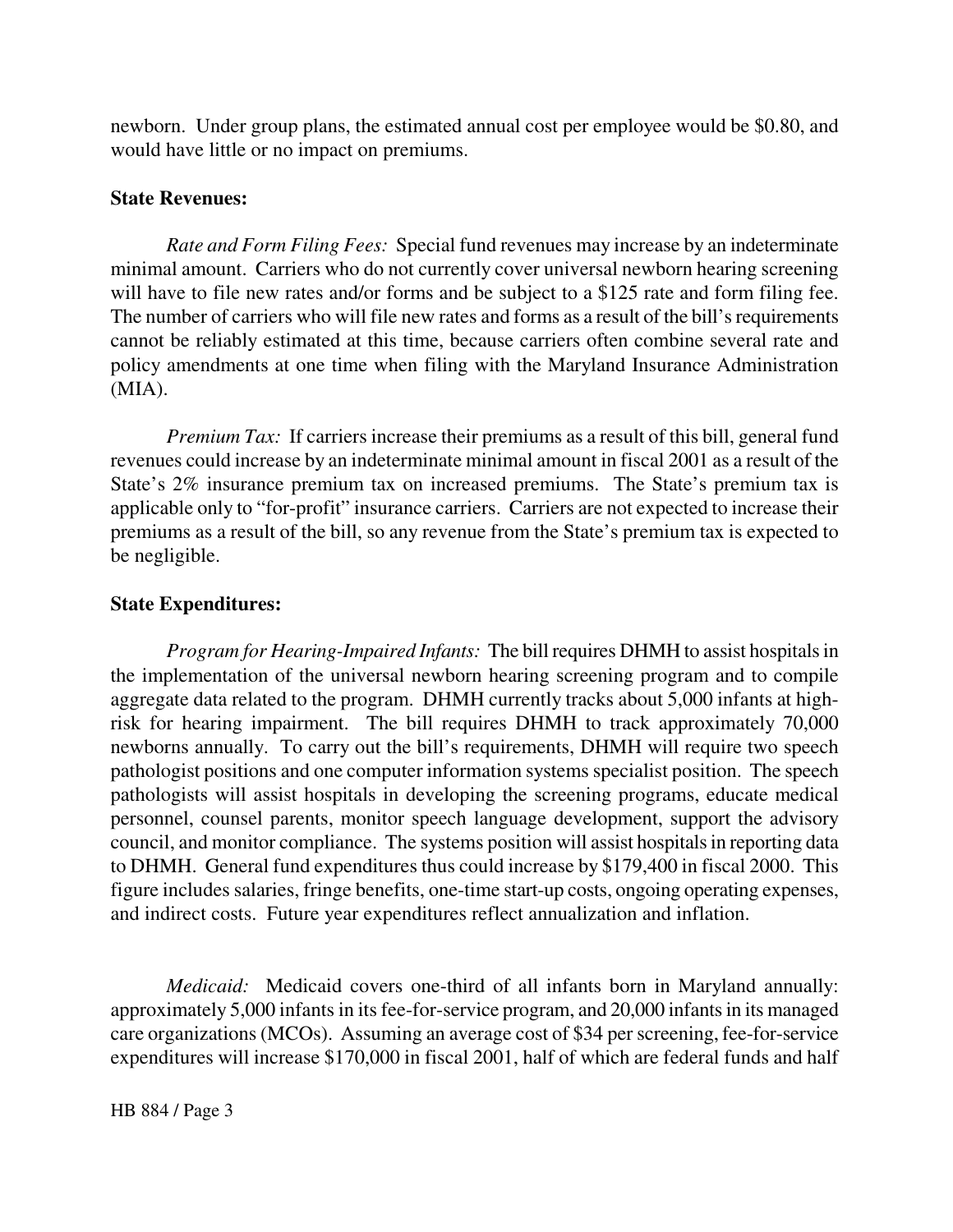newborn. Under group plans, the estimated annual cost per employee would be $0.80, and would have little or no impact on premiums.

**State Revenues:**

*Rate and Form Filing Fees:* Special fund revenues may increase by an indeterminate minimal amount. Carriers who do not currently cover universal newborn hearing screening will have to file new rates and/or forms and be subject to a $125 rate and form filing fee. The number of carriers who will file new rates and forms as a result of the bill's requirements cannot be reliably estimated at this time, because carriers often combine several rate and policy amendments at one time when filing with the Maryland Insurance Administration (MIA).

*Premium Tax:* If carriers increase their premiums as a result of this bill, general fund revenues could increase by an indeterminate minimal amount in fiscal 2001 as a result of the State's 2% insurance premium tax on increased premiums. The State's premium tax is applicable only to "for-profit" insurance carriers. Carriers are not expected to increase their premiums as a result of the bill, so any revenue from the State's premium tax is expected to be negligible.

**State Expenditures:**

*Program for Hearing-Impaired Infants:* The bill requires DHMH to assist hospitals in the implementation of the universal newborn hearing screening program and to compile aggregate data related to the program. DHMH currently tracks about 5,000 infants at high-risk for hearing impairment. The bill requires DHMH to track approximately 70,000 newborns annually. To carry out the bill's requirements, DHMH will require two speech pathologist positions and one computer information systems specialist position. The speech pathologists will assist hospitals in developing the screening programs, educate medical personnel, counsel parents, monitor speech language development, support the advisory council, and monitor compliance. The systems position will assist hospitals in reporting data to DHMH. General fund expenditures thus could increase by $179,400 in fiscal 2000. This figure includes salaries, fringe benefits, one-time start-up costs, ongoing operating expenses, and indirect costs. Future year expenditures reflect annualization and inflation.

*Medicaid:* Medicaid covers one-third of all infants born in Maryland annually: approximately 5,000 infants in its fee-for-service program, and 20,000 infants in its managed care organizations (MCOs). Assuming an average cost of $34 per screening, fee-for-service expenditures will increase $170,000 in fiscal 2001, half of which are federal funds and half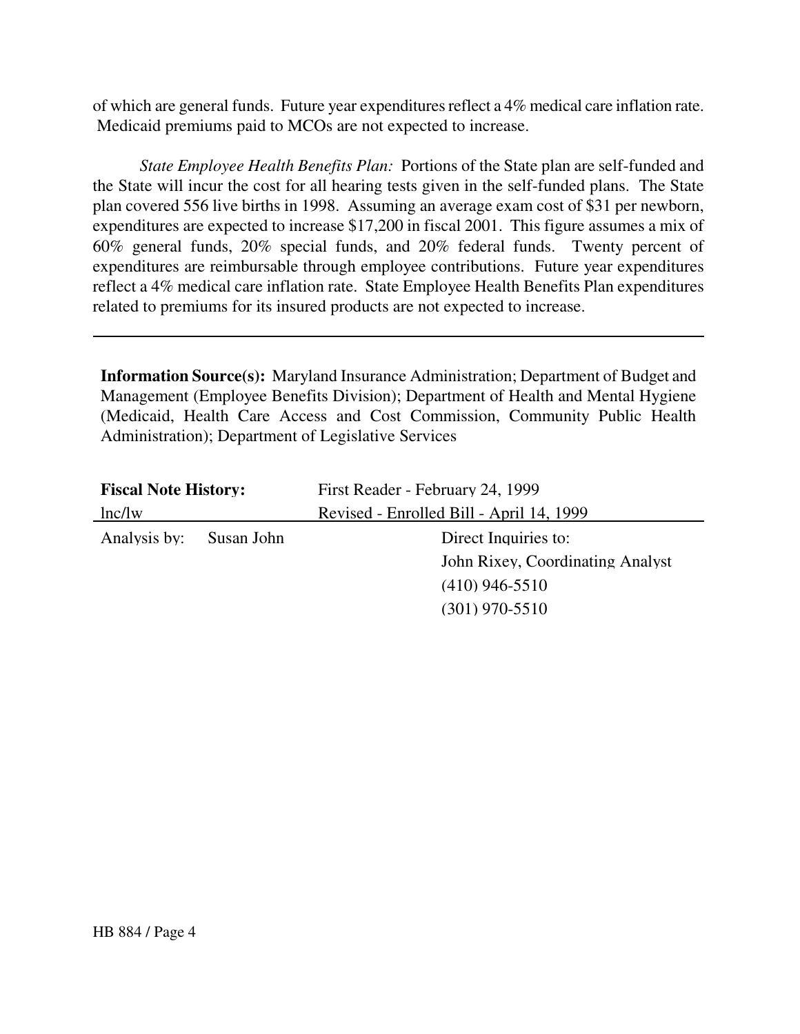of which are general funds. Future year expenditures reflect a 4% medical care inflation rate. Medicaid premiums paid to MCOs are not expected to increase.

*State Employee Health Benefits Plan:* Portions of the State plan are self-funded and the State will incur the cost for all hearing tests given in the self-funded plans. The State plan covered 556 live births in 1998. Assuming an average exam cost of $31 per newborn, expenditures are expected to increase $17,200 in fiscal 2001. This figure assumes a mix of 60% general funds, 20% special funds, and 20% federal funds. Twenty percent of expenditures are reimbursable through employee contributions. Future year expenditures reflect a 4% medical care inflation rate. State Employee Health Benefits Plan expenditures related to premiums for its insured products are not expected to increase.

---

**Information Source(s):** Maryland Insurance Administration; Department of Budget and Management (Employee Benefits Division); Department of Health and Mental Hygiene (Medicaid, Health Care Access and Cost Commission, Community Public Health Administration); Department of Legislative Services

**Fiscal Note History:** First Reader - February 24, 1999
lnc/lw Revised - Enrolled Bill - April 14, 1999

Analysis by: Susan John

Direct Inquiries to:
John Rixey, Coordinating Analyst
(410) 946-5510
(301) 970-5510